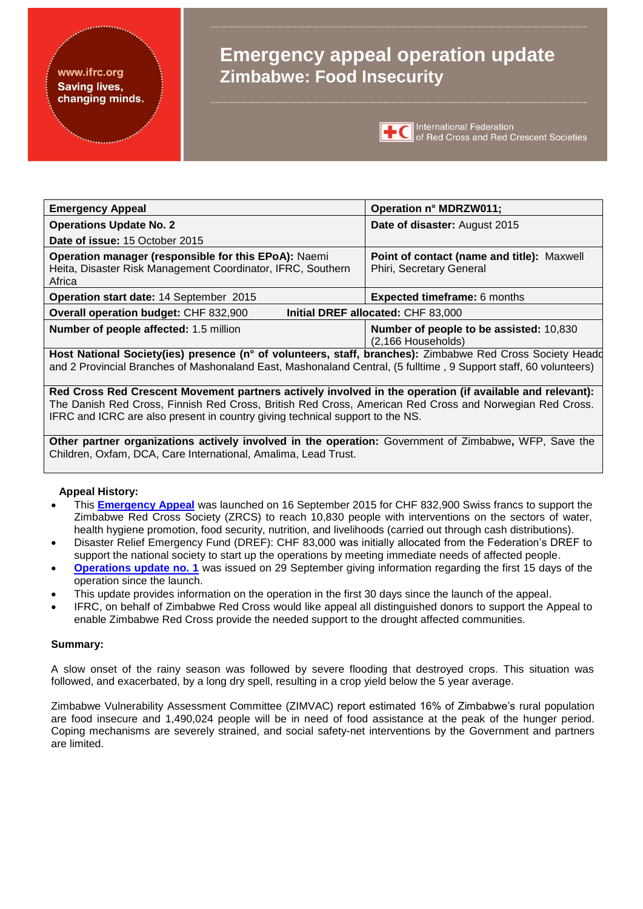# Emergency appeal operation update
## Zimbabwe: Food Insecurity

| | |
|---|---|
| **Emergency Appeal** | **Operation n° MDRZW011;** |
| **Operations Update No. 2**<br>**Date of issue:** 15 October 2015 | **Date of disaster:** August 2015 |
| **Operation manager (responsible for this EPoA):** Naemi Heita, Disaster Risk Management Coordinator, IFRC, Southern Africa | **Point of contact (name and title):** Maxwell Phiri, Secretary General |
| **Operation start date:** 14 September 2015 | **Expected timeframe:** 6 months |
| **Overall operation budget:** CHF 832,900 | **Initial DREF allocated:** CHF 83,000 |
| **Number of people affected:** 1.5 million | **Number of people to be assisted:** 10,830 (2,166 Households) |
| **Host National Society(ies) presence (n° of volunteers, staff, branches):** Zimbabwe Red Cross Society Headq and 2 Provincial Branches of Mashonaland East, Mashonaland Central, (5 fulltime , 9 Support staff, 60 volunteers) | |
| **Red Cross Red Crescent Movement partners actively involved in the operation (if available and relevant):** The Danish Red Cross, Finnish Red Cross, British Red Cross, American Red Cross and Norwegian Red Cross. IFRC and ICRC are also present in country giving technical support to the NS. | |
| **Other partner organizations actively involved in the operation:** Government of Zimbabwe**,** WFP, Save the Children, Oxfam, DCA, Care International, Amalima, Lead Trust. | |

**Appeal History:**

- This **Emergency Appeal** was launched on 16 September 2015 for CHF 832,900 Swiss francs to support the Zimbabwe Red Cross Society (ZRCS) to reach 10,830 people with interventions on the sectors of water, health hygiene promotion, food security, nutrition, and livelihoods (carried out through cash distributions).
- Disaster Relief Emergency Fund (DREF): CHF 83,000 was initially allocated from the Federation's DREF to support the national society to start up the operations by meeting immediate needs of affected people.
- **Operations update no. 1** was issued on 29 September giving information regarding the first 15 days of the operation since the launch.
- This update provides information on the operation in the first 30 days since the launch of the appeal.
- IFRC, on behalf of Zimbabwe Red Cross would like appeal all distinguished donors to support the Appeal to enable Zimbabwe Red Cross provide the needed support to the drought affected communities.

**Summary:**

A slow onset of the rainy season was followed by severe flooding that destroyed crops. This situation was followed, and exacerbated, by a long dry spell, resulting in a crop yield below the 5 year average.

Zimbabwe Vulnerability Assessment Committee (ZIMVAC) report estimated 16% of Zimbabwe's rural population are food insecure and 1,490,024 people will be in need of food assistance at the peak of the hunger period. Coping mechanisms are severely strained, and social safety-net interventions by the Government and partners are limited.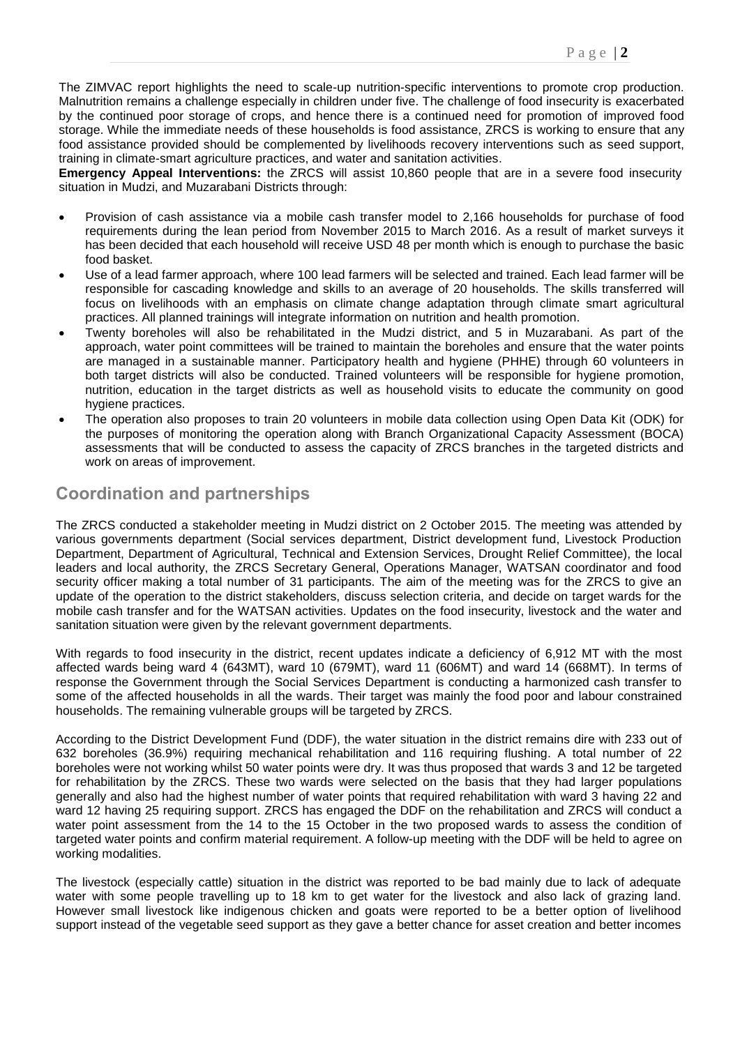The ZIMVAC report highlights the need to scale-up nutrition-specific interventions to promote crop production. Malnutrition remains a challenge especially in children under five. The challenge of food insecurity is exacerbated by the continued poor storage of crops, and hence there is a continued need for promotion of improved food storage. While the immediate needs of these households is food assistance, ZRCS is working to ensure that any food assistance provided should be complemented by livelihoods recovery interventions such as seed support, training in climate-smart agriculture practices, and water and sanitation activities.

**Emergency Appeal Interventions:** the ZRCS will assist 10,860 people that are in a severe food insecurity situation in Mudzi, and Muzarabani Districts through:

- Provision of cash assistance via a mobile cash transfer model to 2,166 households for purchase of food requirements during the lean period from November 2015 to March 2016. As a result of market surveys it has been decided that each household will receive USD 48 per month which is enough to purchase the basic food basket.
- Use of a lead farmer approach, where 100 lead farmers will be selected and trained. Each lead farmer will be responsible for cascading knowledge and skills to an average of 20 households. The skills transferred will focus on livelihoods with an emphasis on climate change adaptation through climate smart agricultural practices. All planned trainings will integrate information on nutrition and health promotion.
- Twenty boreholes will also be rehabilitated in the Mudzi district, and 5 in Muzarabani. As part of the approach, water point committees will be trained to maintain the boreholes and ensure that the water points are managed in a sustainable manner. Participatory health and hygiene (PHHE) through 60 volunteers in both target districts will also be conducted. Trained volunteers will be responsible for hygiene promotion, nutrition, education in the target districts as well as household visits to educate the community on good hygiene practices.
- The operation also proposes to train 20 volunteers in mobile data collection using Open Data Kit (ODK) for the purposes of monitoring the operation along with Branch Organizational Capacity Assessment (BOCA) assessments that will be conducted to assess the capacity of ZRCS branches in the targeted districts and work on areas of improvement.

## Coordination and partnerships

The ZRCS conducted a stakeholder meeting in Mudzi district on 2 October 2015. The meeting was attended by various governments department (Social services department, District development fund, Livestock Production Department, Department of Agricultural, Technical and Extension Services, Drought Relief Committee), the local leaders and local authority, the ZRCS Secretary General, Operations Manager, WATSAN coordinator and food security officer making a total number of 31 participants. The aim of the meeting was for the ZRCS to give an update of the operation to the district stakeholders, discuss selection criteria, and decide on target wards for the mobile cash transfer and for the WATSAN activities. Updates on the food insecurity, livestock and the water and sanitation situation were given by the relevant government departments.

With regards to food insecurity in the district, recent updates indicate a deficiency of 6,912 MT with the most affected wards being ward 4 (643MT), ward 10 (679MT), ward 11 (606MT) and ward 14 (668MT). In terms of response the Government through the Social Services Department is conducting a harmonized cash transfer to some of the affected households in all the wards. Their target was mainly the food poor and labour constrained households. The remaining vulnerable groups will be targeted by ZRCS.

According to the District Development Fund (DDF), the water situation in the district remains dire with 233 out of 632 boreholes (36.9%) requiring mechanical rehabilitation and 116 requiring flushing. A total number of 22 boreholes were not working whilst 50 water points were dry. It was thus proposed that wards 3 and 12 be targeted for rehabilitation by the ZRCS. These two wards were selected on the basis that they had larger populations generally and also had the highest number of water points that required rehabilitation with ward 3 having 22 and ward 12 having 25 requiring support. ZRCS has engaged the DDF on the rehabilitation and ZRCS will conduct a water point assessment from the 14 to the 15 October in the two proposed wards to assess the condition of targeted water points and confirm material requirement. A follow-up meeting with the DDF will be held to agree on working modalities.

The livestock (especially cattle) situation in the district was reported to be bad mainly due to lack of adequate water with some people travelling up to 18 km to get water for the livestock and also lack of grazing land. However small livestock like indigenous chicken and goats were reported to be a better option of livelihood support instead of the vegetable seed support as they gave a better chance for asset creation and better incomes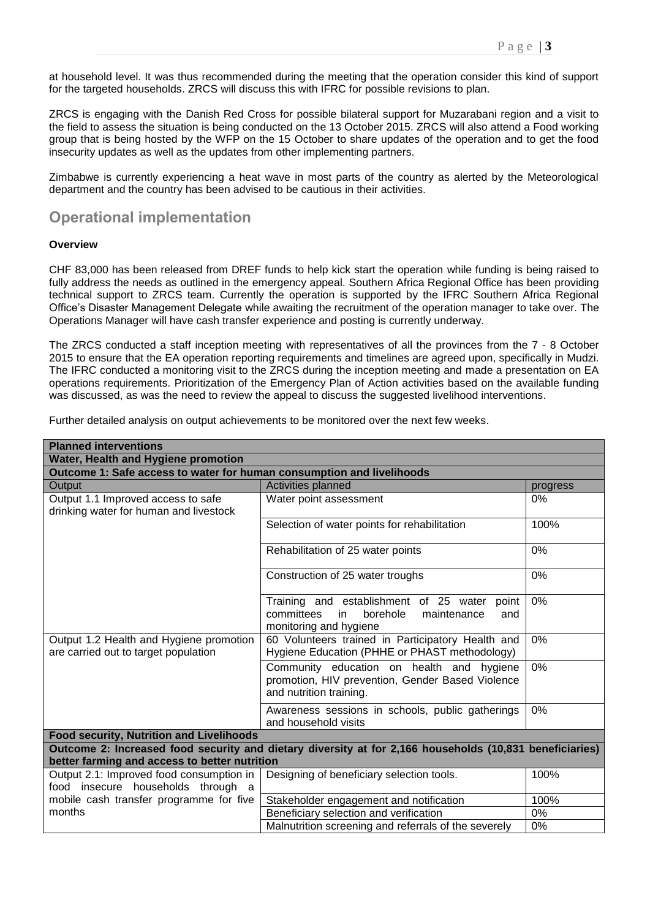at household level. It was thus recommended during the meeting that the operation consider this kind of support for the targeted households. ZRCS will discuss this with IFRC for possible revisions to plan.

ZRCS is engaging with the Danish Red Cross for possible bilateral support for Muzarabani region and a visit to the field to assess the situation is being conducted on the 13 October 2015. ZRCS will also attend a Food working group that is being hosted by the WFP on the 15 October to share updates of the operation and to get the food insecurity updates as well as the updates from other implementing partners.

Zimbabwe is currently experiencing a heat wave in most parts of the country as alerted by the Meteorological department and the country has been advised to be cautious in their activities.

## Operational implementation

**Overview**

CHF 83,000 has been released from DREF funds to help kick start the operation while funding is being raised to fully address the needs as outlined in the emergency appeal. Southern Africa Regional Office has been providing technical support to ZRCS team. Currently the operation is supported by the IFRC Southern Africa Regional Office's Disaster Management Delegate while awaiting the recruitment of the operation manager to take over. The Operations Manager will have cash transfer experience and posting is currently underway.

The ZRCS conducted a staff inception meeting with representatives of all the provinces from the 7 - 8 October 2015 to ensure that the EA operation reporting requirements and timelines are agreed upon, specifically in Mudzi. The IFRC conducted a monitoring visit to the ZRCS during the inception meeting and made a presentation on EA operations requirements. Prioritization of the Emergency Plan of Action activities based on the available funding was discussed, as was the need to review the appeal to discuss the suggested livelihood interventions.

Further detailed analysis on output achievements to be monitored over the next few weeks.

| **Planned interventions** | | |
|---|---|---|
| **Water, Health and Hygiene promotion** | | |
| **Outcome 1: Safe access to water for human consumption and livelihoods** | | |
| Output | Activities planned | progress |
| Output 1.1 Improved access to safe drinking water for human and livestock | Water point assessment | 0% |
| | Selection of water points for rehabilitation | 100% |
| | Rehabilitation of 25 water points | 0% |
| | Construction of 25 water troughs | 0% |
| | Training and establishment of 25 water point committees in borehole maintenance and monitoring and hygiene | 0% |
| Output 1.2 Health and Hygiene promotion are carried out to target population | 60 Volunteers trained in Participatory Health and Hygiene Education (PHHE or PHAST methodology) | 0% |
| | Community education on health and hygiene promotion, HIV prevention, Gender Based Violence and nutrition training. | 0% |
| | Awareness sessions in schools, public gatherings and household visits | 0% |
| **Food security, Nutrition and Livelihoods** | | |
| **Outcome 2: Increased food security and dietary diversity at for 2,166 households (10,831 beneficiaries) better farming and access to better nutrition** | | |
| Output 2.1: Improved food consumption in food insecure households through a mobile cash transfer programme for five months | Designing of beneficiary selection tools. | 100% |
| | Stakeholder engagement and notification | 100% |
| | Beneficiary selection and verification | 0% |
| | Malnutrition screening and referrals of the severely | 0% |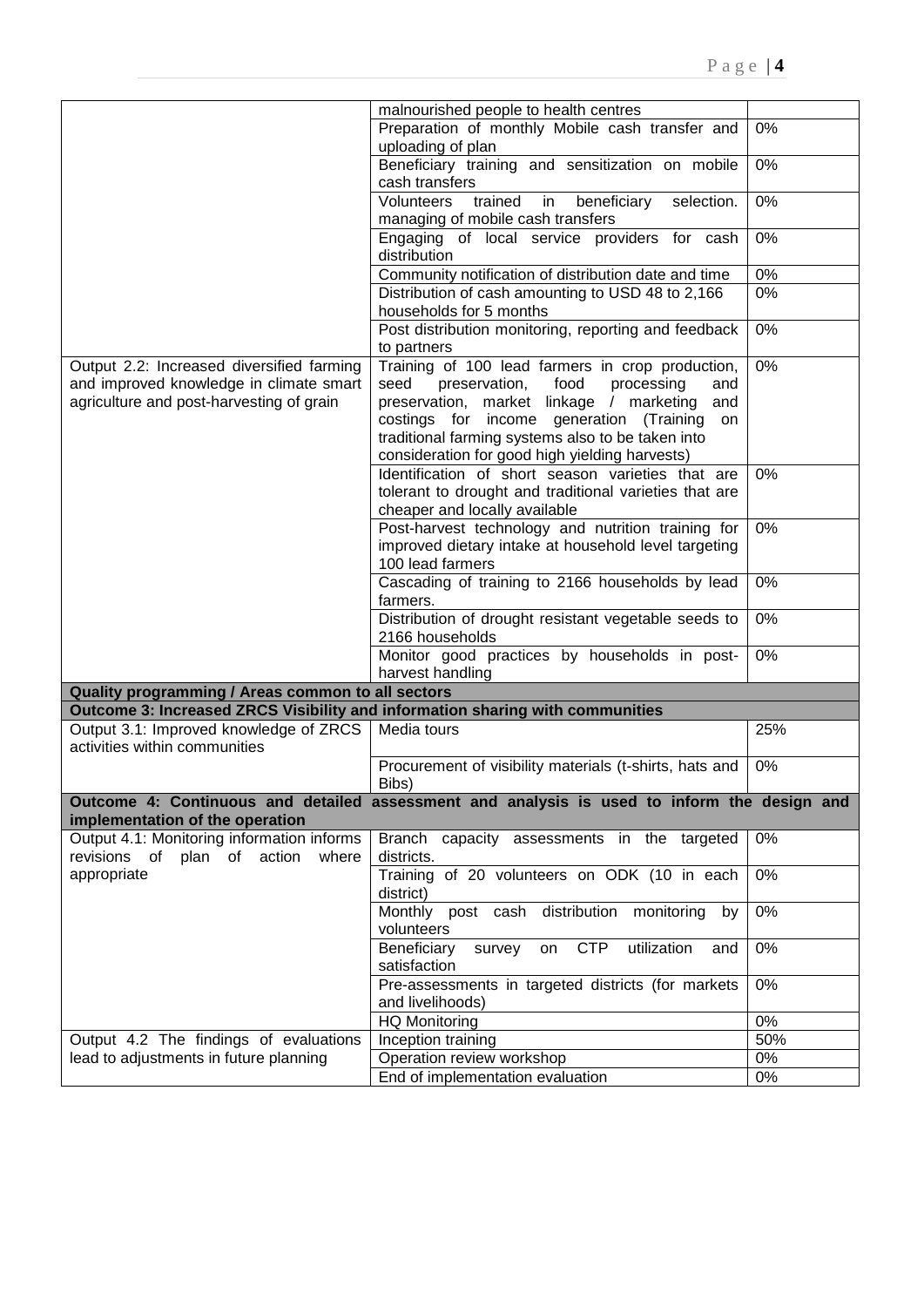| | | |
|---|---|---|
| | malnourished people to health centres | |
| | Preparation of monthly Mobile cash transfer and uploading of plan | 0% |
| | Beneficiary training and sensitization on mobile cash transfers | 0% |
| | Volunteers trained in beneficiary selection. managing of mobile cash transfers | 0% |
| | Engaging of local service providers for cash distribution | 0% |
| | Community notification of distribution date and time | 0% |
| | Distribution of cash amounting to USD 48 to 2,166 households for 5 months | 0% |
| | Post distribution monitoring, reporting and feedback to partners | 0% |
| Output 2.2: Increased diversified farming and improved knowledge in climate smart agriculture and post-harvesting of grain | Training of 100 lead farmers in crop production, seed preservation, food processing and preservation, market linkage / marketing and costings for income generation (Training on traditional farming systems also to be taken into consideration for good high yielding harvests) | 0% |
| | Identification of short season varieties that are tolerant to drought and traditional varieties that are cheaper and locally available | 0% |
| | Post-harvest technology and nutrition training for improved dietary intake at household level targeting 100 lead farmers | 0% |
| | Cascading of training to 2166 households by lead farmers. | 0% |
| | Distribution of drought resistant vegetable seeds to 2166 households | 0% |
| | Monitor good practices by households in post-harvest handling | 0% |
| **Quality programming / Areas common to all sectors** | | |
| **Outcome 3: Increased ZRCS Visibility and information sharing with communities** | | |
| Output 3.1: Improved knowledge of ZRCS activities within communities | Media tours | 25% |
| | Procurement of visibility materials (t-shirts, hats and Bibs) | 0% |
| **Outcome 4: Continuous and detailed assessment and analysis is used to inform the design and implementation of the operation** | | |
| Output 4.1: Monitoring information informs revisions of plan of action where appropriate | Branch capacity assessments in the targeted districts. | 0% |
| | Training of 20 volunteers on ODK (10 in each district) | 0% |
| | Monthly post cash distribution monitoring by volunteers | 0% |
| | Beneficiary survey on CTP utilization and satisfaction | 0% |
| | Pre-assessments in targeted districts (for markets and livelihoods) | 0% |
| | HQ Monitoring | 0% |
| Output 4.2 The findings of evaluations lead to adjustments in future planning | Inception training | 50% |
| | Operation review workshop | 0% |
| | End of implementation evaluation | 0% |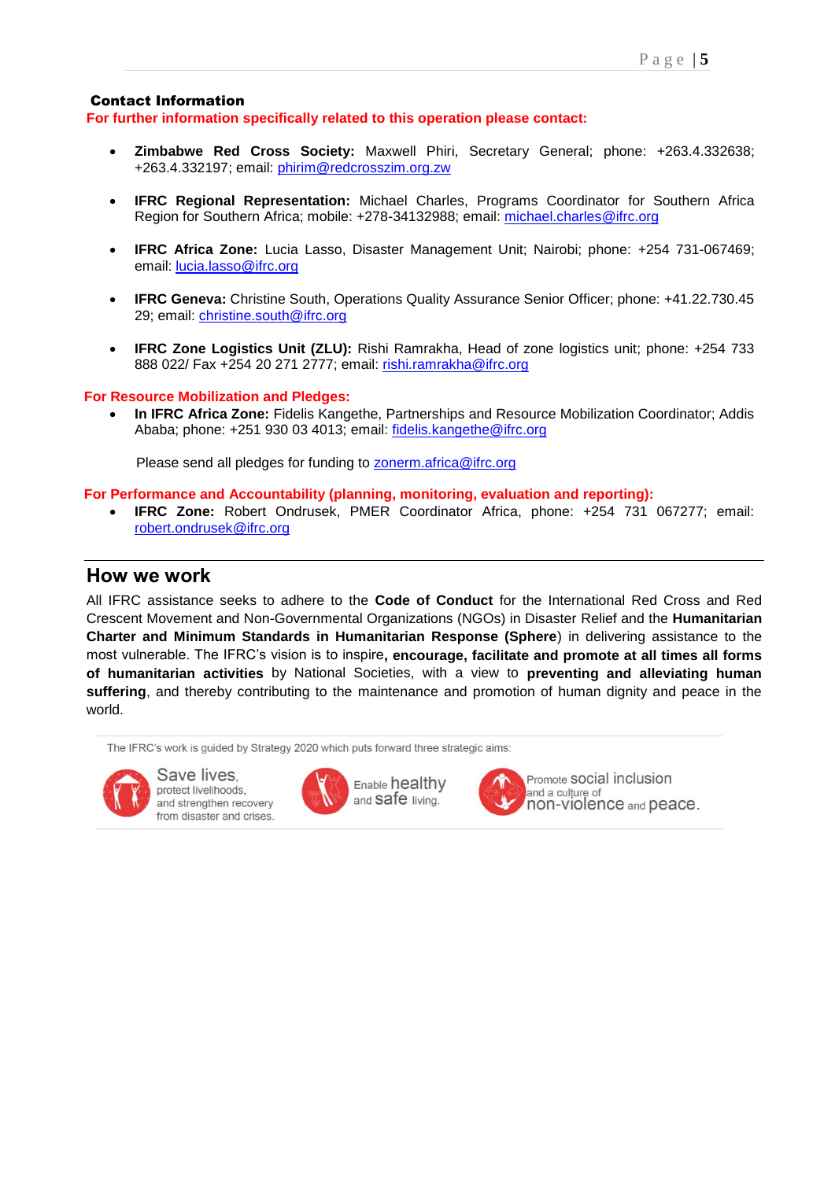**Contact Information**

**For further information specifically related to this operation please contact:**

- **Zimbabwe Red Cross Society:** Maxwell Phiri, Secretary General; phone: +263.4.332638; +263.4.332197; email: phirim@redcrosszim.org.zw

- **IFRC Regional Representation:** Michael Charles, Programs Coordinator for Southern Africa Region for Southern Africa; mobile: +278-34132988; email: michael.charles@ifrc.org

- **IFRC Africa Zone:** Lucia Lasso, Disaster Management Unit; Nairobi; phone: +254 731-067469; email: lucia.lasso@ifrc.org

- **IFRC Geneva:** Christine South, Operations Quality Assurance Senior Officer; phone: +41.22.730.45 29; email: christine.south@ifrc.org

- **IFRC Zone Logistics Unit (ZLU):** Rishi Ramrakha, Head of zone logistics unit; phone: +254 733 888 022/ Fax +254 20 271 2777; email: rishi.ramrakha@ifrc.org

**For Resource Mobilization and Pledges:**

- **In IFRC Africa Zone:** Fidelis Kangethe, Partnerships and Resource Mobilization Coordinator; Addis Ababa; phone: +251 930 03 4013; email: fidelis.kangethe@ifrc.org

  Please send all pledges for funding to zonerm.africa@ifrc.org

**For Performance and Accountability (planning, monitoring, evaluation and reporting):**

- **IFRC Zone:** Robert Ondrusek, PMER Coordinator Africa, phone: +254 731 067277; email: robert.ondrusek@ifrc.org

## How we work

All IFRC assistance seeks to adhere to the **Code of Conduct** for the International Red Cross and Red Crescent Movement and Non-Governmental Organizations (NGOs) in Disaster Relief and the **Humanitarian Charter and Minimum Standards in Humanitarian Response (Sphere**) in delivering assistance to the most vulnerable. The IFRC's vision is to inspire**, encourage, facilitate and promote at all times all forms of humanitarian activities** by National Societies, with a view to **preventing and alleviating human suffering**, and thereby contributing to the maintenance and promotion of human dignity and peace in the world.

The IFRC's work is guided by Strategy 2020 which puts forward three strategic aims:

Save lives, protect livelihoods, and strengthen recovery from disaster and crises.

Enable healthy and safe living.

Promote social inclusion and a culture of non-violence and peace.